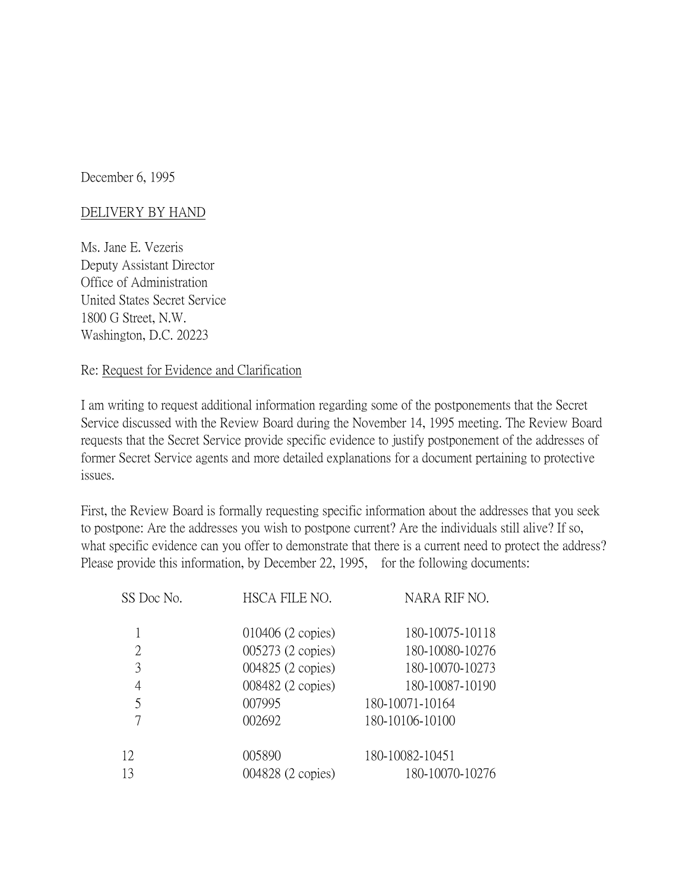December 6, 1995

DELIVERY BY HAND

Ms. Jane E. Vezeris
Deputy Assistant Director
Office of Administration
United States Secret Service
1800 G Street, N.W.
Washington, D.C. 20223

Re: Request for Evidence and Clarification

I am writing to request additional information regarding some of the postponements that the Secret Service discussed with the Review Board during the November 14, 1995 meeting. The Review Board requests that the Secret Service provide specific evidence to justify postponement of the addresses of former Secret Service agents and more detailed explanations for a document pertaining to protective issues.

First, the Review Board is formally requesting specific information about the addresses that you seek to postpone: Are the addresses you wish to postpone current? Are the individuals still alive? If so, what specific evidence can you offer to demonstrate that there is a current need to protect the address? Please provide this information, by December 22, 1995, for the following documents:

| SS Doc No. | HSCA FILE NO. | NARA RIF NO. |
|---|---|---|
| 1 | 010406 (2 copies) | 180-10075-10118 |
| 2 | 005273 (2 copies) | 180-10080-10276 |
| 3 | 004825 (2 copies) | 180-10070-10273 |
| 4 | 008482 (2 copies) | 180-10087-10190 |
| 5 | 007995 | 180-10071-10164 |
| 7 | 002692 | 180-10106-10100 |
| 12 | 005890 | 180-10082-10451 |
| 13 | 004828 (2 copies) | 180-10070-10276 |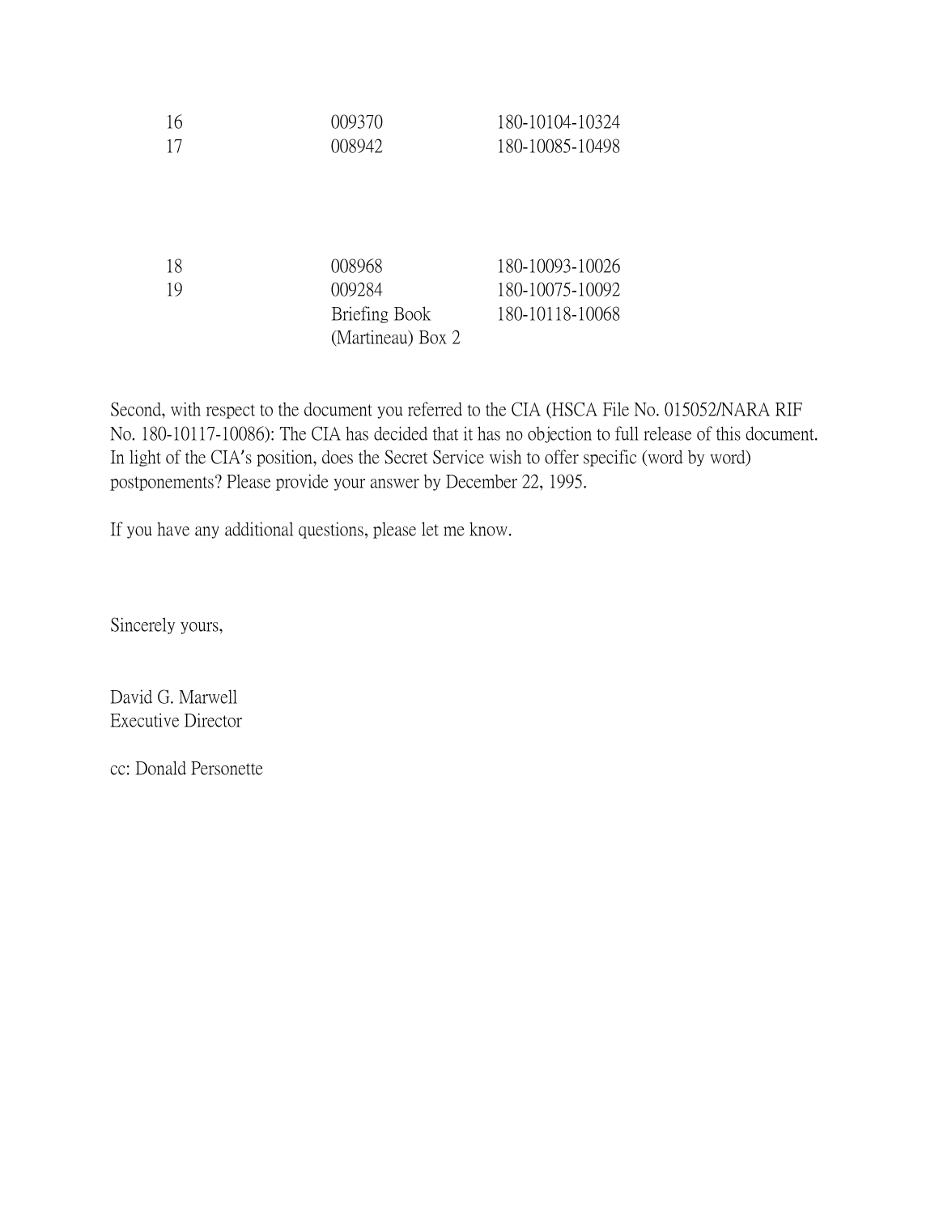| | | |
|---|---|---|
| 16 | 009370 | 180-10104-10324 |
| 17 | 008942 | 180-10085-10498 |
| 18 | 008968 | 180-10093-10026 |
| 19 | 009284 | 180-10075-10092 |
| | Briefing Book (Martineau) Box 2 | 180-10118-10068 |

Second, with respect to the document you referred to the CIA (HSCA File No. 015052/NARA RIF No. 180-10117-10086): The CIA has decided that it has no objection to full release of this document. In light of the CIA's position, does the Secret Service wish to offer specific (word by word) postponements? Please provide your answer by December 22, 1995.

If you have any additional questions, please let me know.

Sincerely yours,

David G. Marwell
Executive Director

cc: Donald Personette